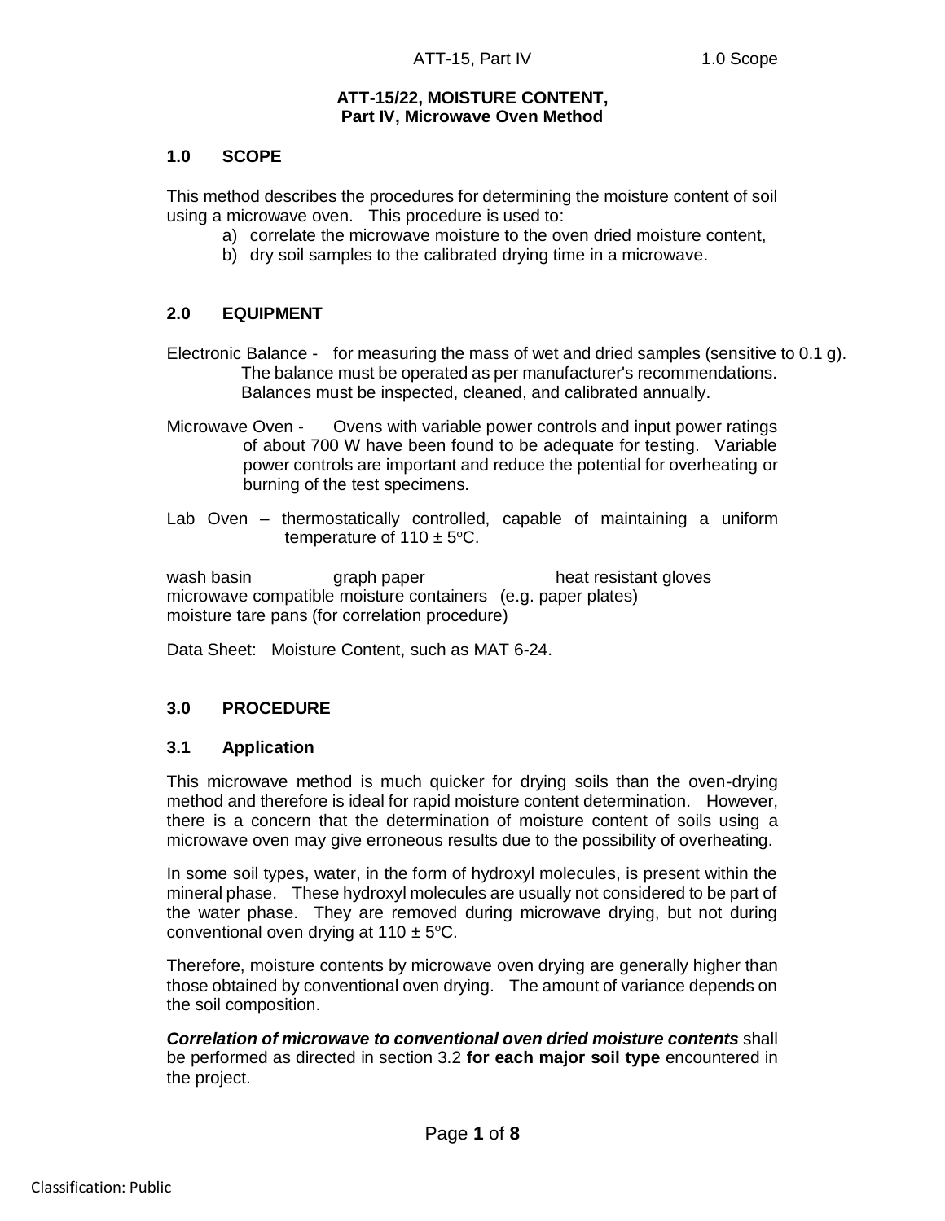# ATT-15/22, MOISTURE CONTENT, Part IV, Microwave Oven Method

## 1.0 SCOPE

This method describes the procedures for determining the moisture content of soil using a microwave oven. This procedure is used to:

a) correlate the microwave moisture to the oven dried moisture content,
b) dry soil samples to the calibrated drying time in a microwave.

## 2.0 EQUIPMENT

Electronic Balance - for measuring the mass of wet and dried samples (sensitive to 0.1 g). The balance must be operated as per manufacturer's recommendations. Balances must be inspected, cleaned, and calibrated annually.

Microwave Oven - Ovens with variable power controls and input power ratings of about 700 W have been found to be adequate for testing. Variable power controls are important and reduce the potential for overheating or burning of the test specimens.

Lab Oven – thermostatically controlled, capable of maintaining a uniform temperature of 110 ± 5$^{o}$C.

wash basin
graph paper
heat resistant gloves
microwave compatible moisture containers (e.g. paper plates)
moisture tare pans (for correlation procedure)

Data Sheet: Moisture Content, such as MAT 6-24.

## 3.0 PROCEDURE

### 3.1 Application

This microwave method is much quicker for drying soils than the oven-drying method and therefore is ideal for rapid moisture content determination. However, there is a concern that the determination of moisture content of soils using a microwave oven may give erroneous results due to the possibility of overheating.

In some soil types, water, in the form of hydroxyl molecules, is present within the mineral phase. These hydroxyl molecules are usually not considered to be part of the water phase. They are removed during microwave drying, but not during conventional oven drying at 110 ± 5$^{o}$C.

Therefore, moisture contents by microwave oven drying are generally higher than those obtained by conventional oven drying. The amount of variance depends on the soil composition.

***Correlation of microwave to conventional oven dried moisture contents*** shall be performed as directed in section 3.2 **for each major soil type** encountered in the project.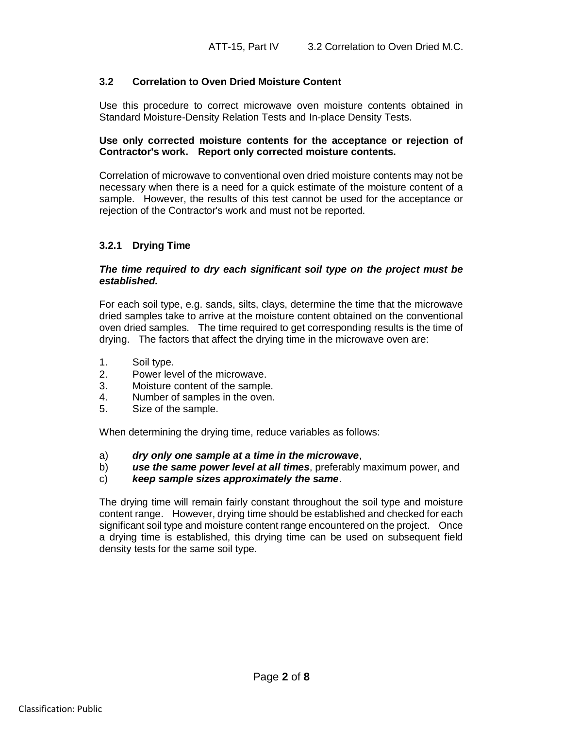### 3.2 Correlation to Oven Dried Moisture Content

Use this procedure to correct microwave oven moisture contents obtained in Standard Moisture-Density Relation Tests and In-place Density Tests.

**Use only corrected moisture contents for the acceptance or rejection of Contractor's work. Report only corrected moisture contents.**

Correlation of microwave to conventional oven dried moisture contents may not be necessary when there is a need for a quick estimate of the moisture content of a sample. However, the results of this test cannot be used for the acceptance or rejection of the Contractor's work and must not be reported.

#### 3.2.1 Drying Time

***The time required to dry each significant soil type on the project must be established.***

For each soil type, e.g. sands, silts, clays, determine the time that the microwave dried samples take to arrive at the moisture content obtained on the conventional oven dried samples. The time required to get corresponding results is the time of drying. The factors that affect the drying time in the microwave oven are:

1. Soil type.
2. Power level of the microwave.
3. Moisture content of the sample.
4. Number of samples in the oven.
5. Size of the sample.

When determining the drying time, reduce variables as follows:

a) ***dry only one sample at a time in the microwave***,
b) ***use the same power level at all times***, preferably maximum power, and
c) ***keep sample sizes approximately the same***.

The drying time will remain fairly constant throughout the soil type and moisture content range. However, drying time should be established and checked for each significant soil type and moisture content range encountered on the project. Once a drying time is established, this drying time can be used on subsequent field density tests for the same soil type.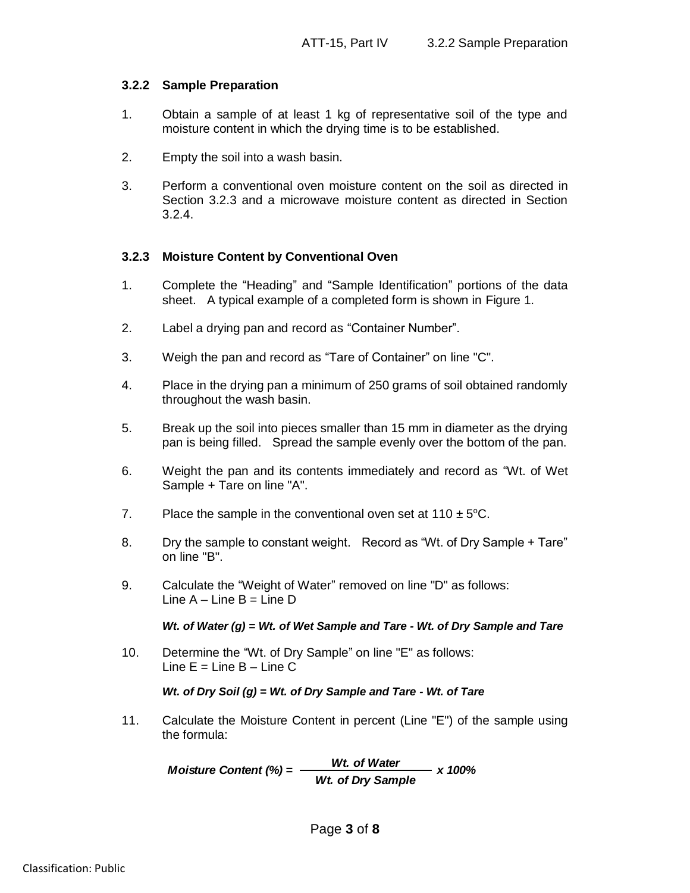### 3.2.2 Sample Preparation

1. Obtain a sample of at least 1 kg of representative soil of the type and moisture content in which the drying time is to be established.

2. Empty the soil into a wash basin.

3. Perform a conventional oven moisture content on the soil as directed in Section 3.2.3 and a microwave moisture content as directed in Section 3.2.4.

### 3.2.3 Moisture Content by Conventional Oven

1. Complete the "Heading" and "Sample Identification" portions of the data sheet. A typical example of a completed form is shown in Figure 1.

2. Label a drying pan and record as "Container Number".

3. Weigh the pan and record as "Tare of Container" on line "C".

4. Place in the drying pan a minimum of 250 grams of soil obtained randomly throughout the wash basin.

5. Break up the soil into pieces smaller than 15 mm in diameter as the drying pan is being filled. Spread the sample evenly over the bottom of the pan.

6. Weight the pan and its contents immediately and record as "Wt. of Wet Sample + Tare on line "A".

7. Place the sample in the conventional oven set at $110 \pm 5^{o}C$.

8. Dry the sample to constant weight. Record as "Wt. of Dry Sample + Tare" on line "B".

9. Calculate the "Weight of Water" removed on line "D" as follows:
   Line A – Line B = Line D

   ***Wt. of Water (g) = Wt. of Wet Sample and Tare - Wt. of Dry Sample and Tare***

10. Determine the "Wt. of Dry Sample" on line "E" as follows:
    Line E = Line B – Line C

    ***Wt. of Dry Soil (g) = Wt. of Dry Sample and Tare - Wt. of Tare***

11. Calculate the Moisture Content in percent (Line "E") of the sample using the formula:

$$\textit{Moisture Content (\%)} = \frac{\textit{Wt. of Water}}{\textit{Wt. of Dry Sample}} \times 100\%$$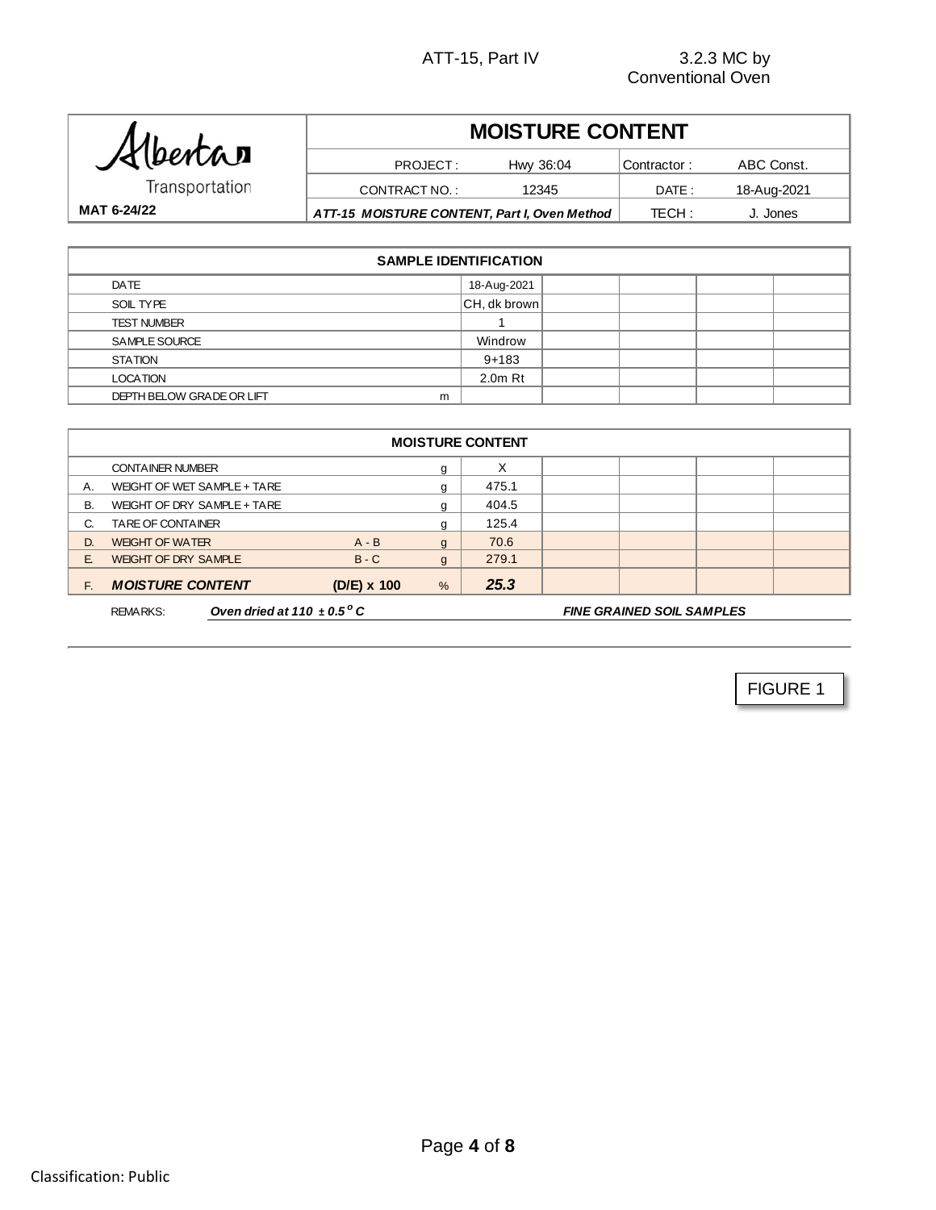ATT-15, Part IV — 3.2.3 MC by Conventional Oven

| Alberta Transportation | MOISTURE CONTENT | | | |
|---|---|---|---|---|
| | PROJECT : | Hwy 36:04 | Contractor : | ABC Const. |
| | CONTRACT NO. : | 12345 | DATE : | 18-Aug-2021 |
| MAT 6-24/22 | ***ATT-15 MOISTURE CONTENT, Part I, Oven Method*** | | TECH : | J. Jones |

| SAMPLE IDENTIFICATION | | | | | | |
|---|---|---|---|---|---|---|
| DATE | | 18-Aug-2021 | | | | |
| SOIL TYPE | | CH, dk brown | | | | |
| TEST NUMBER | | 1 | | | | |
| SAMPLE SOURCE | | Windrow | | | | |
| STATION | | 9+183 | | | | |
| LOCATION | | 2.0m Rt | | | | |
| DEPTH BELOW GRADE OR LIFT | m | | | | | |

| | MOISTURE CONTENT | | | | | | | |
|---|---|---|---|---|---|---|---|---|
| | CONTAINER NUMBER | | g | X | | | | |
| A. | WEIGHT OF WET SAMPLE + TARE | | g | 475.1 | | | | |
| B. | WEIGHT OF DRY SAMPLE + TARE | | g | 404.5 | | | | |
| C. | TARE OF CONTAINER | | g | 125.4 | | | | |
| D. | WEIGHT OF WATER | A - B | g | 70.6 | | | | |
| E. | WEIGHT OF DRY SAMPLE | B - C | g | 279.1 | | | | |
| F. | ***MOISTURE CONTENT*** | **(D/E) x 100** | % | ***25.3*** | | | | |

REMARKS: ***Oven dried at 110 ± 0.5 °C*** — ***FINE GRAINED SOIL SAMPLES***

FIGURE 1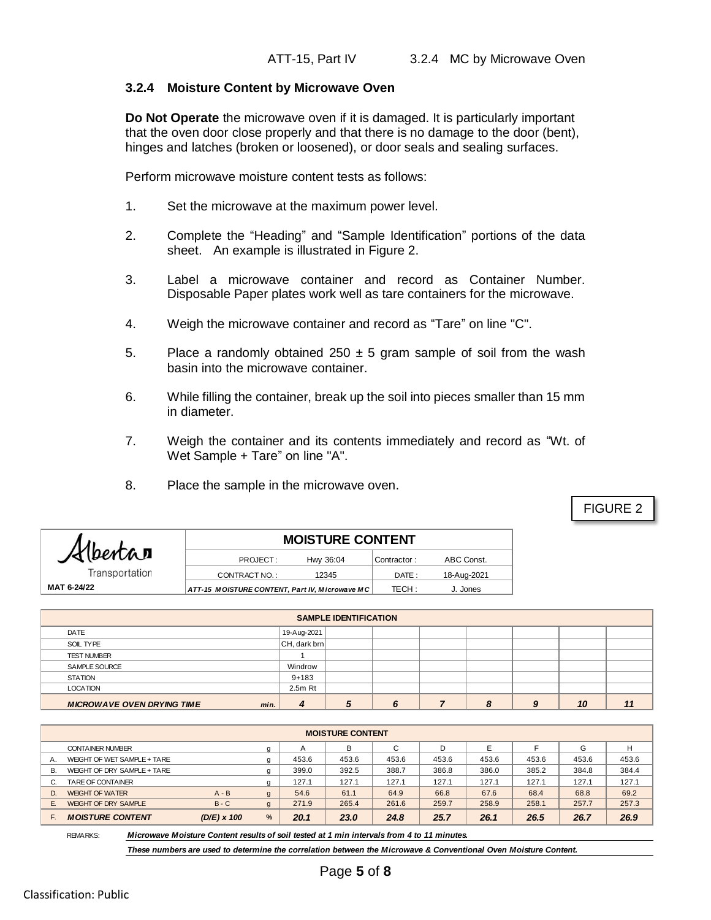### 3.2.4 Moisture Content by Microwave Oven

**Do Not Operate** the microwave oven if it is damaged. It is particularly important that the oven door close properly and that there is no damage to the door (bent), hinges and latches (broken or loosened), or door seals and sealing surfaces.

Perform microwave moisture content tests as follows:

1. Set the microwave at the maximum power level.
2. Complete the "Heading" and "Sample Identification" portions of the data sheet. An example is illustrated in Figure 2.
3. Label a microwave container and record as Container Number. Disposable Paper plates work well as tare containers for the microwave.
4. Weigh the microwave container and record as "Tare" on line "C".
5. Place a randomly obtained 250 ± 5 gram sample of soil from the wash basin into the microwave container.
6. While filling the container, break up the soil into pieces smaller than 15 mm in diameter.
7. Weigh the container and its contents immediately and record as "Wt. of Wet Sample + Tare" on line "A".
8. Place the sample in the microwave oven.

FIGURE 2

Alberta Transportation

MAT 6-24/22

| MOISTURE CONTENT | | | |
|---|---|---|---|
| PROJECT : | Hwy 36:04 | Contractor : | ABC Const. |
| CONTRACT NO. : | 12345 | DATE : | 18-Aug-2021 |
| *ATT-15 MOISTURE CONTENT, Part IV, Microwave MC* | | TECH : | J. Jones |

| SAMPLE IDENTIFICATION | | | | | | | | | |
|---|---|---|---|---|---|---|---|---|---|
| DATE | | 19-Aug-2021 | | | | | | | |
| SOIL TYPE | | CH, dark brn | | | | | | | |
| TEST NUMBER | | 1 | | | | | | | |
| SAMPLE SOURCE | | Windrow | | | | | | | |
| STATION | | 9+183 | | | | | | | |
| LOCATION | | 2.5m Rt | | | | | | | |
| ***MICROWAVE OVEN DRYING TIME*** | *min.* | ***4*** | ***5*** | ***6*** | ***7*** | ***8*** | ***9*** | ***10*** | ***11*** |

| | MOISTURE CONTENT | | | | | | | | | | |
|---|---|---|---|---|---|---|---|---|---|---|---|
| | CONTAINER NUMBER | | g | A | B | C | D | E | F | G | H |
| A. | WEIGHT OF WET SAMPLE + TARE | | g | 453.6 | 453.6 | 453.6 | 453.6 | 453.6 | 453.6 | 453.6 | 453.6 |
| B. | WEIGHT OF DRY SAMPLE + TARE | | g | 399.0 | 392.5 | 388.7 | 386.8 | 386.0 | 385.2 | 384.8 | 384.4 |
| C. | TARE OF CONTAINER | | g | 127.1 | 127.1 | 127.1 | 127.1 | 127.1 | 127.1 | 127.1 | 127.1 |
| D. | WEIGHT OF WATER | A - B | g | 54.6 | 61.1 | 64.9 | 66.8 | 67.6 | 68.4 | 68.8 | 69.2 |
| E. | WEIGHT OF DRY SAMPLE | B - C | g | 271.9 | 265.4 | 261.6 | 259.7 | 258.9 | 258.1 | 257.7 | 257.3 |
| F. | ***MOISTURE CONTENT*** | *(D/E) x 100* | % | ***20.1*** | ***23.0*** | ***24.8*** | ***25.7*** | ***26.1*** | ***26.5*** | ***26.7*** | ***26.9*** |

REMARKS: *Microwave Moisture Content results of soil tested at 1 min intervals from 4 to 11 minutes.*

*These numbers are used to determine the correlation between the Microwave & Conventional Oven Moisture Content.*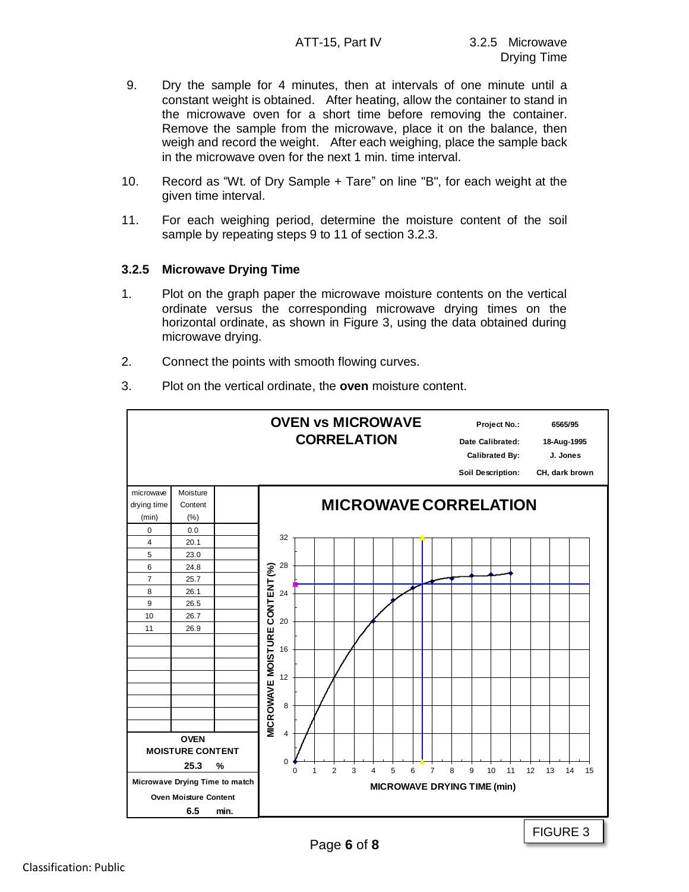9. Dry the sample for 4 minutes, then at intervals of one minute until a constant weight is obtained. After heating, allow the container to stand in the microwave oven for a short time before removing the container. Remove the sample from the microwave, place it on the balance, then weigh and record the weight. After each weighing, place the sample back in the microwave oven for the next 1 min. time interval.

10. Record as "Wt. of Dry Sample + Tare" on line "B", for each weight at the given time interval.

11. For each weighing period, determine the moisture content of the soil sample by repeating steps 9 to 11 of section 3.2.3.

### 3.2.5 Microwave Drying Time

1. Plot on the graph paper the microwave moisture contents on the vertical ordinate versus the corresponding microwave drying times on the horizontal ordinate, as shown in Figure 3, using the data obtained during microwave drying.

2. Connect the points with smooth flowing curves.

3. Plot on the vertical ordinate, the **oven** moisture content.

**OVEN vs MICROWAVE CORRELATION**

**Project No.:** 6565/95
**Date Calibrated:** 18-Aug-1995
**Calibrated By:** J. Jones
**Soil Description:** CH, dark brown

| microwave drying time (min) | Moisture Content (%) | |
|---|---|---|
| 0 | 0.0 | |
| 4 | 20.1 | |
| 5 | 23.0 | |
| 6 | 24.8 | |
| 7 | 25.7 | |
| 8 | 26.1 | |
| 9 | 26.5 | |
| 10 | 26.7 | |
| 11 | 26.9 | |

**OVEN MOISTURE CONTENT**
**25.3 %**

**Microwave Drying Time to match Oven Moisture Content**
**6.5 min.**

**MICROWAVE CORRELATION**

MICROWAVE MOISTURE CONTENT (%) vs MICROWAVE DRYING TIME (min)

FIGURE 3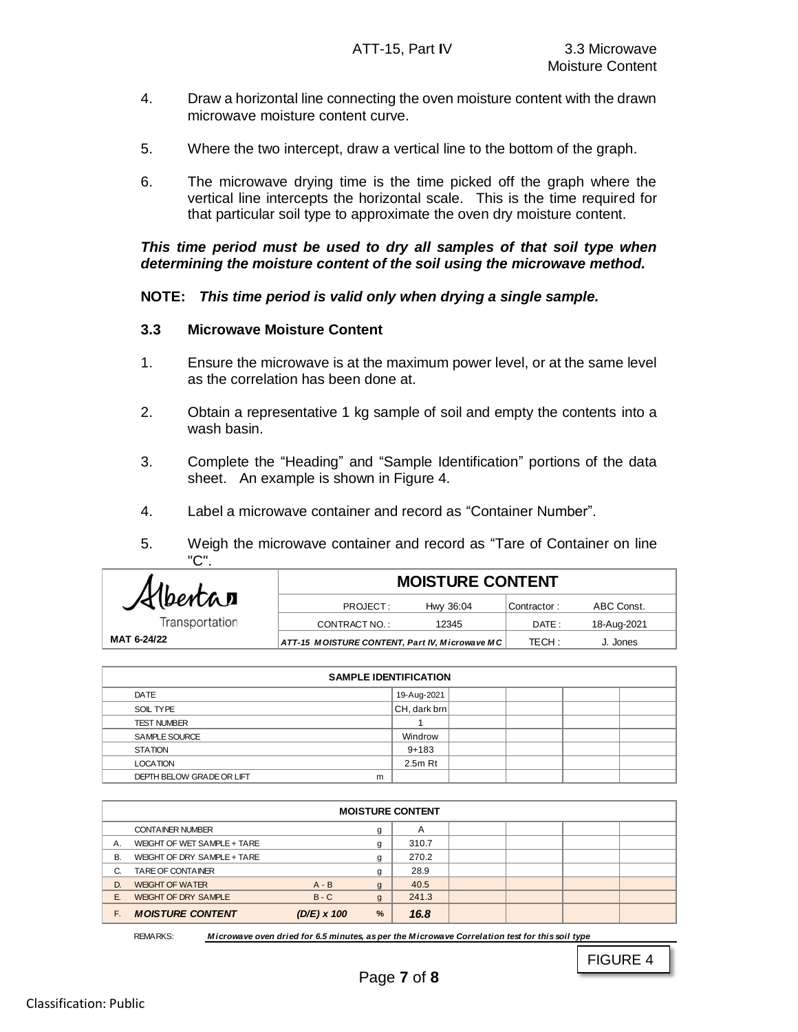4. Draw a horizontal line connecting the oven moisture content with the drawn microwave moisture content curve.

5. Where the two intercept, draw a vertical line to the bottom of the graph.

6. The microwave drying time is the time picked off the graph where the vertical line intercepts the horizontal scale. This is the time required for that particular soil type to approximate the oven dry moisture content.

***This time period must be used to dry all samples of that soil type when determining the moisture content of the soil using the microwave method.***

**NOTE:** ***This time period is valid only when drying a single sample.***

### 3.3 Microwave Moisture Content

1. Ensure the microwave is at the maximum power level, or at the same level as the correlation has been done at.

2. Obtain a representative 1 kg sample of soil and empty the contents into a wash basin.

3. Complete the "Heading" and "Sample Identification" portions of the data sheet. An example is shown in Figure 4.

4. Label a microwave container and record as "Container Number".

5. Weigh the microwave container and record as "Tare of Container on line "C".

| Alberta Transportation | **MOISTURE CONTENT** | | | |
|---|---|---|---|---|
| | PROJECT : | Hwy 36:04 | Contractor : | ABC Const. |
| | CONTRACT NO. : | 12345 | DATE : | 18-Aug-2021 |
| **MAT 6-24/22** | ***ATT-15 MOISTURE CONTENT, Part IV, Microwave MC*** | | TECH : | J. Jones |

| **SAMPLE IDENTIFICATION** | | | | | | |
|---|---|---|---|---|---|---|
| DATE | | 19-Aug-2021 | | | | |
| SOIL TYPE | | CH, dark brn | | | | |
| TEST NUMBER | | 1 | | | | |
| SAMPLE SOURCE | | Windrow | | | | |
| STATION | | 9+183 | | | | |
| LOCATION | | 2.5m Rt | | | | |
| DEPTH BELOW GRADE OR LIFT | m | | | | | |

| | **MOISTURE CONTENT** | | | | | | | |
|---|---|---|---|---|---|---|---|---|
| | CONTAINER NUMBER | | g | A | | | | |
| A. | WEIGHT OF WET SAMPLE + TARE | | g | 310.7 | | | | |
| B. | WEIGHT OF DRY SAMPLE + TARE | | g | 270.2 | | | | |
| C. | TARE OF CONTAINER | | g | 28.9 | | | | |
| D. | WEIGHT OF WATER | A - B | g | 40.5 | | | | |
| E. | WEIGHT OF DRY SAMPLE | B - C | g | 241.3 | | | | |
| F. | ***MOISTURE CONTENT*** | ***(D/E) x 100*** | **%** | ***16.8*** | | | | |

REMARKS: ***Microwave oven dried for 6.5 minutes, as per the Microwave Correlation test for this soil type***

FIGURE 4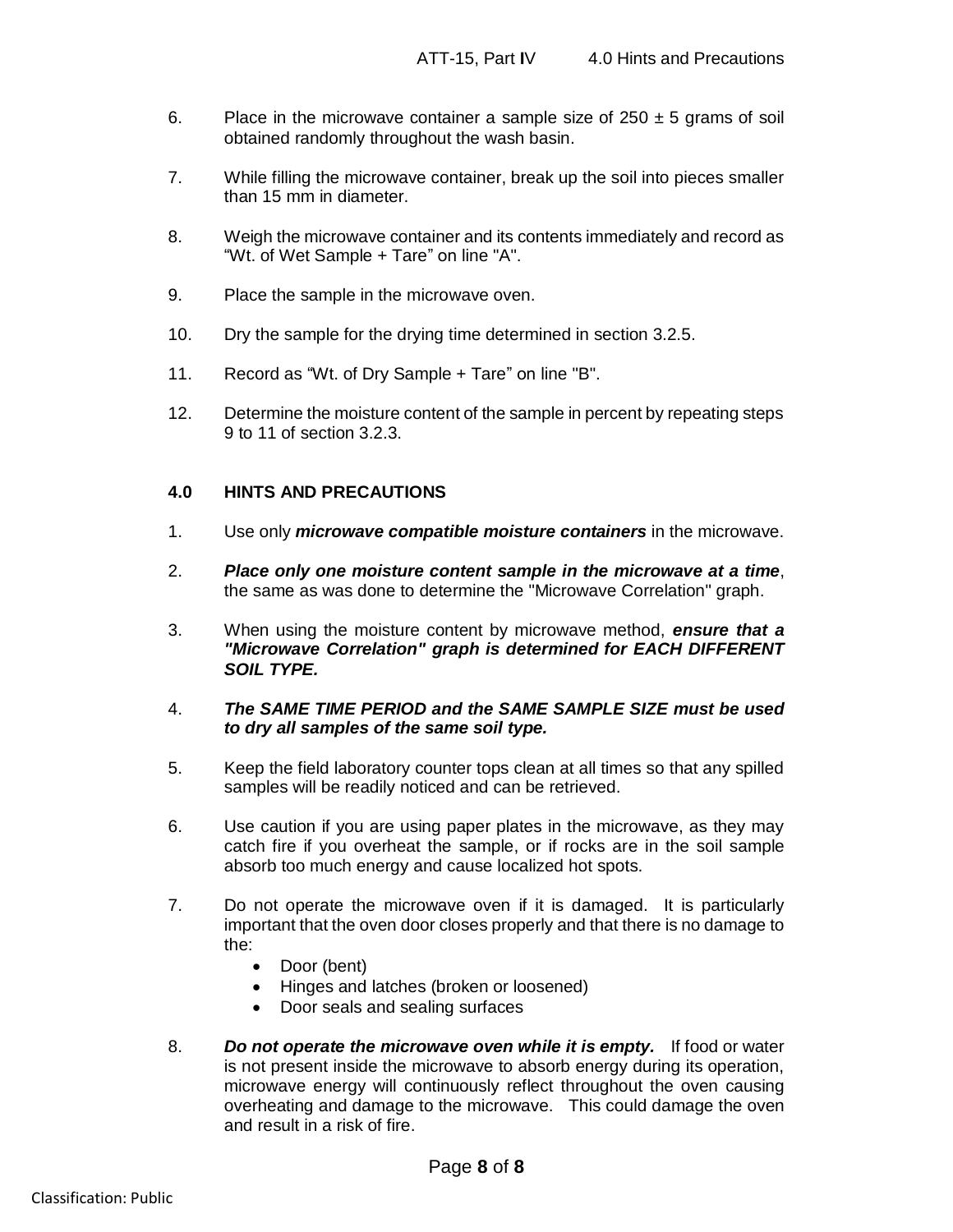6. Place in the microwave container a sample size of 250 ± 5 grams of soil obtained randomly throughout the wash basin.

7. While filling the microwave container, break up the soil into pieces smaller than 15 mm in diameter.

8. Weigh the microwave container and its contents immediately and record as "Wt. of Wet Sample + Tare" on line "A".

9. Place the sample in the microwave oven.

10. Dry the sample for the drying time determined in section 3.2.5.

11. Record as "Wt. of Dry Sample + Tare" on line "B".

12. Determine the moisture content of the sample in percent by repeating steps 9 to 11 of section 3.2.3.

## 4.0 HINTS AND PRECAUTIONS

1. Use only ***microwave compatible moisture containers*** in the microwave.

2. ***Place only one moisture content sample in the microwave at a time***, the same as was done to determine the "Microwave Correlation" graph.

3. When using the moisture content by microwave method, ***ensure that a "Microwave Correlation" graph is determined for EACH DIFFERENT SOIL TYPE.***

4. ***The SAME TIME PERIOD and the SAME SAMPLE SIZE must be used to dry all samples of the same soil type.***

5. Keep the field laboratory counter tops clean at all times so that any spilled samples will be readily noticed and can be retrieved.

6. Use caution if you are using paper plates in the microwave, as they may catch fire if you overheat the sample, or if rocks are in the soil sample absorb too much energy and cause localized hot spots.

7. Do not operate the microwave oven if it is damaged. It is particularly important that the oven door closes properly and that there is no damage to the:
   - Door (bent)
   - Hinges and latches (broken or loosened)
   - Door seals and sealing surfaces

8. ***Do not operate the microwave oven while it is empty.*** If food or water is not present inside the microwave to absorb energy during its operation, microwave energy will continuously reflect throughout the oven causing overheating and damage to the microwave. This could damage the oven and result in a risk of fire.